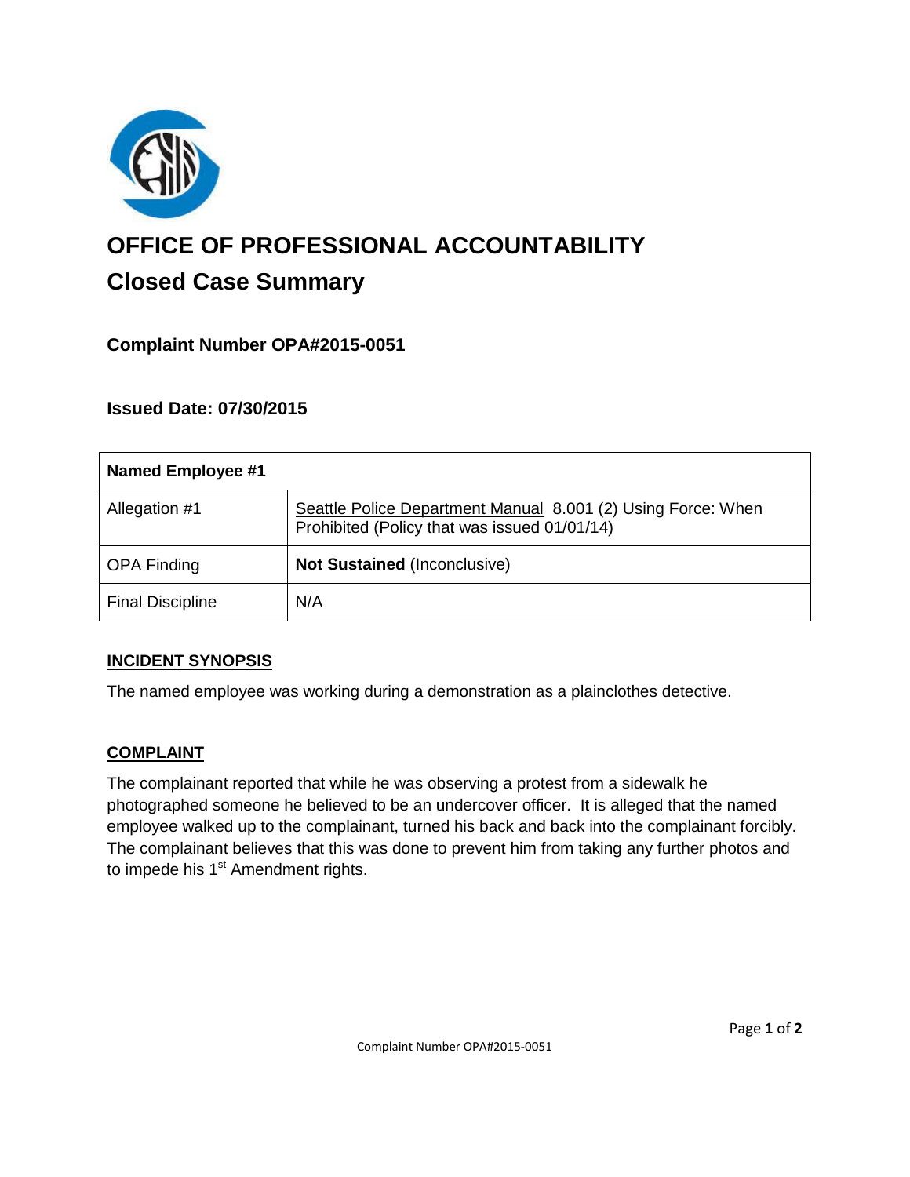# OFFICE OF PROFESSIONAL ACCOUNTABILITY

## Closed Case Summary

### Complaint Number OPA#2015-0051

### Issued Date: 07/30/2015

| **Named Employee #1** | |
|---|---|
| Allegation #1 | Seattle Police Department Manual 8.001 (2) Using Force: When Prohibited (Policy that was issued 01/01/14) |
| OPA Finding | **Not Sustained** (Inconclusive) |
| Final Discipline | N/A |

### INCIDENT SYNOPSIS

The named employee was working during a demonstration as a plainclothes detective.

### COMPLAINT

The complainant reported that while he was observing a protest from a sidewalk he photographed someone he believed to be an undercover officer. It is alleged that the named employee walked up to the complainant, turned his back and back into the complainant forcibly. The complainant believes that this was done to prevent him from taking any further photos and to impede his 1st Amendment rights.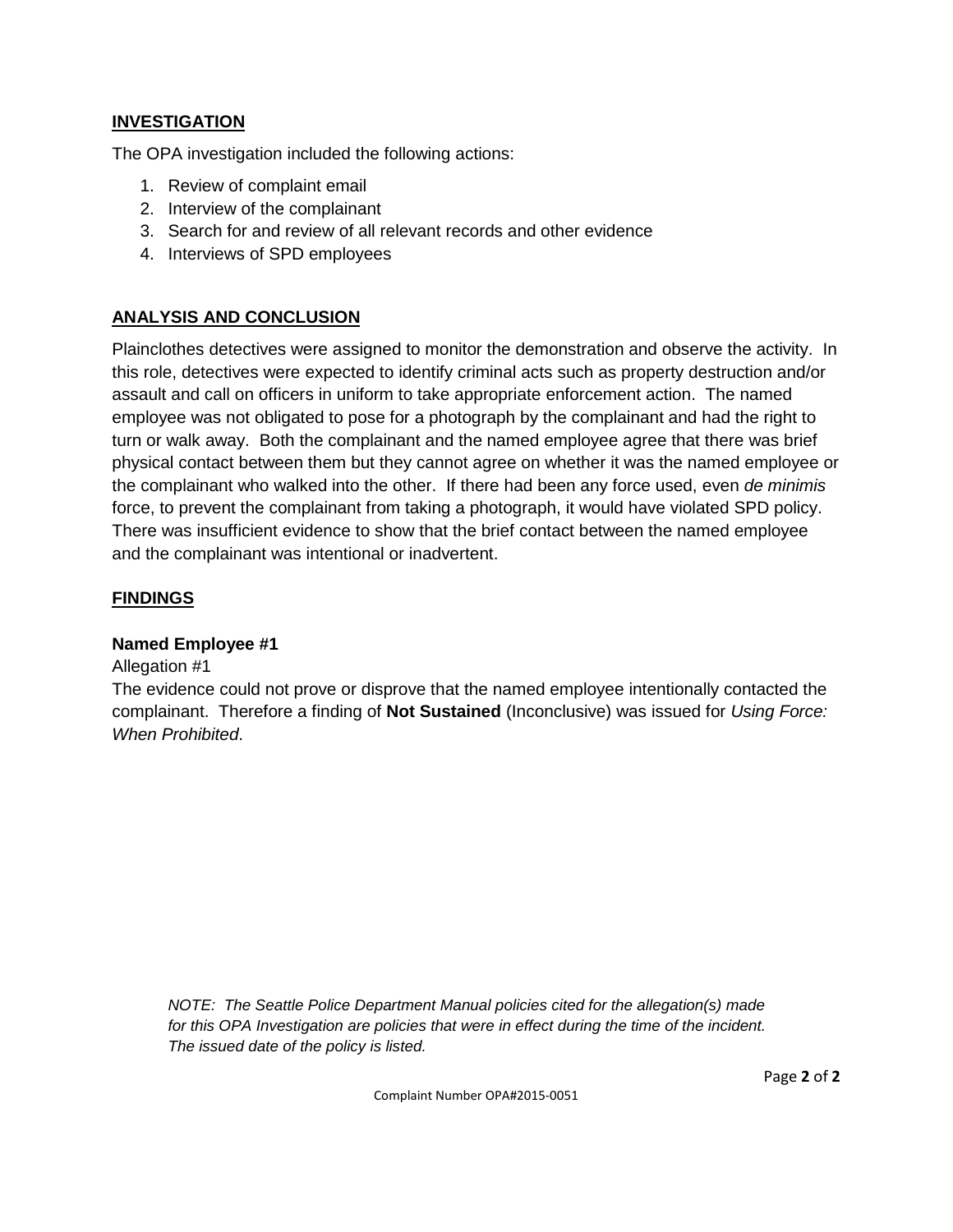## INVESTIGATION

The OPA investigation included the following actions:

1. Review of complaint email
2. Interview of the complainant
3. Search for and review of all relevant records and other evidence
4. Interviews of SPD employees

## ANALYSIS AND CONCLUSION

Plainclothes detectives were assigned to monitor the demonstration and observe the activity. In this role, detectives were expected to identify criminal acts such as property destruction and/or assault and call on officers in uniform to take appropriate enforcement action. The named employee was not obligated to pose for a photograph by the complainant and had the right to turn or walk away. Both the complainant and the named employee agree that there was brief physical contact between them but they cannot agree on whether it was the named employee or the complainant who walked into the other. If there had been any force used, even *de minimis* force, to prevent the complainant from taking a photograph, it would have violated SPD policy. There was insufficient evidence to show that the brief contact between the named employee and the complainant was intentional or inadvertent.

## FINDINGS

**Named Employee #1**

Allegation #1

The evidence could not prove or disprove that the named employee intentionally contacted the complainant. Therefore a finding of **Not Sustained** (Inconclusive) was issued for *Using Force: When Prohibited*.

*NOTE: The Seattle Police Department Manual policies cited for the allegation(s) made for this OPA Investigation are policies that were in effect during the time of the incident. The issued date of the policy is listed.*

Complaint Number OPA#2015-0051